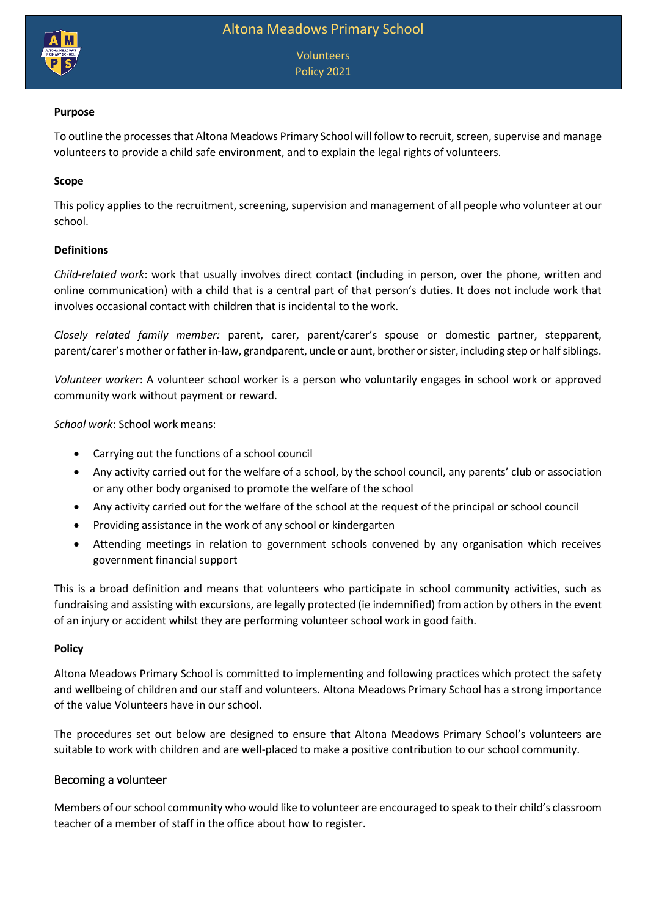# Altona Meadows Primary School

Volunteers
Policy 2021

**Purpose**

To outline the processes that Altona Meadows Primary School will follow to recruit, screen, supervise and manage volunteers to provide a child safe environment, and to explain the legal rights of volunteers.

**Scope**

This policy applies to the recruitment, screening, supervision and management of all people who volunteer at our school.

**Definitions**

*Child-related work*: work that usually involves direct contact (including in person, over the phone, written and online communication) with a child that is a central part of that person's duties. It does not include work that involves occasional contact with children that is incidental to the work.

*Closely related family member:* parent, carer, parent/carer's spouse or domestic partner, stepparent, parent/carer's mother or father in-law, grandparent, uncle or aunt, brother or sister, including step or half siblings.

*Volunteer worker*: A volunteer school worker is a person who voluntarily engages in school work or approved community work without payment or reward.

*School work*: School work means:

- Carrying out the functions of a school council
- Any activity carried out for the welfare of a school, by the school council, any parents' club or association or any other body organised to promote the welfare of the school
- Any activity carried out for the welfare of the school at the request of the principal or school council
- Providing assistance in the work of any school or kindergarten
- Attending meetings in relation to government schools convened by any organisation which receives government financial support

This is a broad definition and means that volunteers who participate in school community activities, such as fundraising and assisting with excursions, are legally protected (ie indemnified) from action by others in the event of an injury or accident whilst they are performing volunteer school work in good faith.

**Policy**

Altona Meadows Primary School is committed to implementing and following practices which protect the safety and wellbeing of children and our staff and volunteers. Altona Meadows Primary School has a strong importance of the value Volunteers have in our school.

The procedures set out below are designed to ensure that Altona Meadows Primary School's volunteers are suitable to work with children and are well-placed to make a positive contribution to our school community.

## Becoming a volunteer

Members of our school community who would like to volunteer are encouraged to speak to their child's classroom teacher of a member of staff in the office about how to register.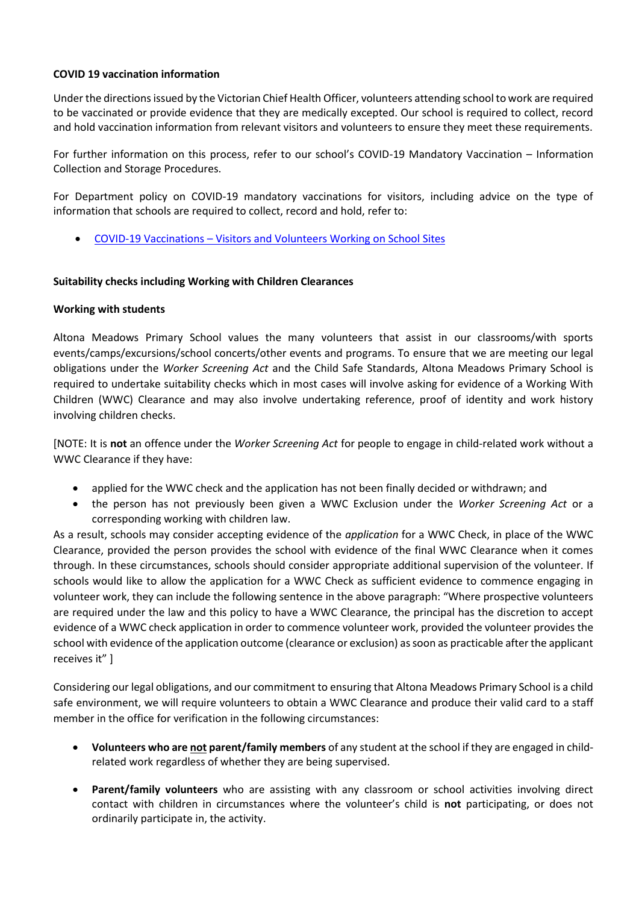**COVID 19 vaccination information**

Under the directions issued by the Victorian Chief Health Officer, volunteers attending school to work are required to be vaccinated or provide evidence that they are medically excepted. Our school is required to collect, record and hold vaccination information from relevant visitors and volunteers to ensure they meet these requirements.

For further information on this process, refer to our school's COVID-19 Mandatory Vaccination – Information Collection and Storage Procedures.

For Department policy on COVID-19 mandatory vaccinations for visitors, including advice on the type of information that schools are required to collect, record and hold, refer to:

- COVID-19 Vaccinations – Visitors and Volunteers Working on School Sites

**Suitability checks including Working with Children Clearances**

**Working with students**

Altona Meadows Primary School values the many volunteers that assist in our classrooms/with sports events/camps/excursions/school concerts/other events and programs. To ensure that we are meeting our legal obligations under the *Worker Screening Act* and the Child Safe Standards, Altona Meadows Primary School is required to undertake suitability checks which in most cases will involve asking for evidence of a Working With Children (WWC) Clearance and may also involve undertaking reference, proof of identity and work history involving children checks.

[NOTE: It is **not** an offence under the *Worker Screening Act* for people to engage in child-related work without a WWC Clearance if they have:

- applied for the WWC check and the application has not been finally decided or withdrawn; and
- the person has not previously been given a WWC Exclusion under the *Worker Screening Act* or a corresponding working with children law.

As a result, schools may consider accepting evidence of the *application* for a WWC Check, in place of the WWC Clearance, provided the person provides the school with evidence of the final WWC Clearance when it comes through. In these circumstances, schools should consider appropriate additional supervision of the volunteer. If schools would like to allow the application for a WWC Check as sufficient evidence to commence engaging in volunteer work, they can include the following sentence in the above paragraph: "Where prospective volunteers are required under the law and this policy to have a WWC Clearance, the principal has the discretion to accept evidence of a WWC check application in order to commence volunteer work, provided the volunteer provides the school with evidence of the application outcome (clearance or exclusion) as soon as practicable after the applicant receives it" ]

Considering our legal obligations, and our commitment to ensuring that Altona Meadows Primary School is a child safe environment, we will require volunteers to obtain a WWC Clearance and produce their valid card to a staff member in the office for verification in the following circumstances:

- **Volunteers who are <u>not</u> parent/family members** of any student at the school if they are engaged in child-related work regardless of whether they are being supervised.
- **Parent/family volunteers** who are assisting with any classroom or school activities involving direct contact with children in circumstances where the volunteer's child is **not** participating, or does not ordinarily participate in, the activity.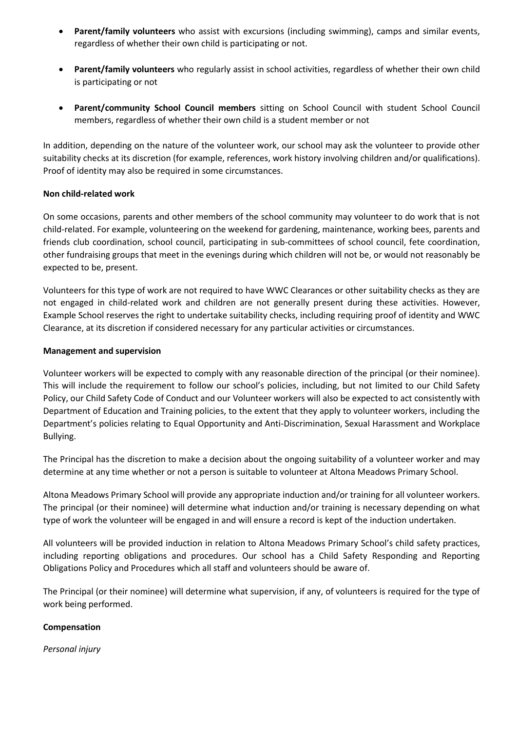- **Parent/family volunteers** who assist with excursions (including swimming), camps and similar events, regardless of whether their own child is participating or not.
- **Parent/family volunteers** who regularly assist in school activities, regardless of whether their own child is participating or not
- **Parent/community School Council members** sitting on School Council with student School Council members, regardless of whether their own child is a student member or not

In addition, depending on the nature of the volunteer work, our school may ask the volunteer to provide other suitability checks at its discretion (for example, references, work history involving children and/or qualifications). Proof of identity may also be required in some circumstances.

**Non child-related work**

On some occasions, parents and other members of the school community may volunteer to do work that is not child-related. For example, volunteering on the weekend for gardening, maintenance, working bees, parents and friends club coordination, school council, participating in sub-committees of school council, fete coordination, other fundraising groups that meet in the evenings during which children will not be, or would not reasonably be expected to be, present.

Volunteers for this type of work are not required to have WWC Clearances or other suitability checks as they are not engaged in child-related work and children are not generally present during these activities. However, Example School reserves the right to undertake suitability checks, including requiring proof of identity and WWC Clearance, at its discretion if considered necessary for any particular activities or circumstances.

**Management and supervision**

Volunteer workers will be expected to comply with any reasonable direction of the principal (or their nominee). This will include the requirement to follow our school's policies, including, but not limited to our Child Safety Policy, our Child Safety Code of Conduct and our Volunteer workers will also be expected to act consistently with Department of Education and Training policies, to the extent that they apply to volunteer workers, including the Department's policies relating to Equal Opportunity and Anti-Discrimination, Sexual Harassment and Workplace Bullying.

The Principal has the discretion to make a decision about the ongoing suitability of a volunteer worker and may determine at any time whether or not a person is suitable to volunteer at Altona Meadows Primary School.

Altona Meadows Primary School will provide any appropriate induction and/or training for all volunteer workers. The principal (or their nominee) will determine what induction and/or training is necessary depending on what type of work the volunteer will be engaged in and will ensure a record is kept of the induction undertaken.

All volunteers will be provided induction in relation to Altona Meadows Primary School's child safety practices, including reporting obligations and procedures. Our school has a Child Safety Responding and Reporting Obligations Policy and Procedures which all staff and volunteers should be aware of.

The Principal (or their nominee) will determine what supervision, if any, of volunteers is required for the type of work being performed.

**Compensation**

*Personal injury*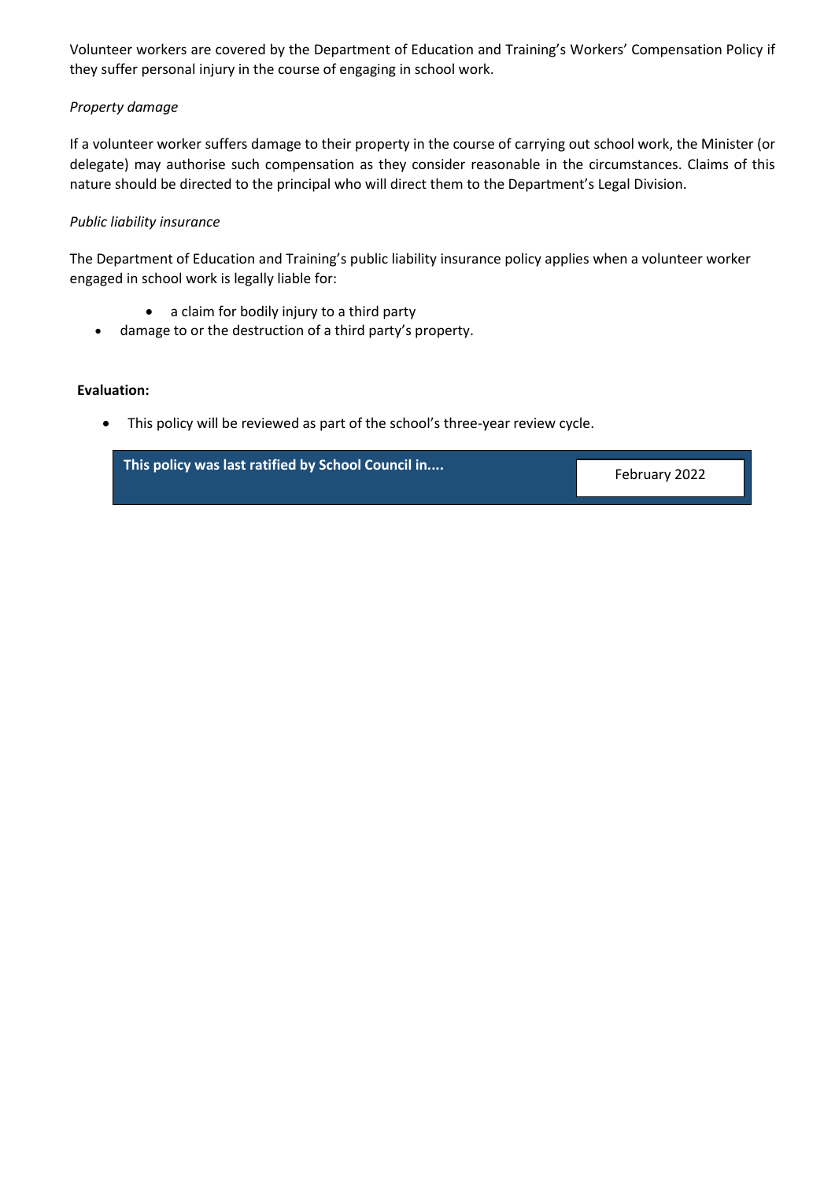Volunteer workers are covered by the Department of Education and Training's Workers' Compensation Policy if they suffer personal injury in the course of engaging in school work.

*Property damage*

If a volunteer worker suffers damage to their property in the course of carrying out school work, the Minister (or delegate) may authorise such compensation as they consider reasonable in the circumstances. Claims of this nature should be directed to the principal who will direct them to the Department's Legal Division.

*Public liability insurance*

The Department of Education and Training's public liability insurance policy applies when a volunteer worker engaged in school work is legally liable for:

- a claim for bodily injury to a third party
- damage to or the destruction of a third party's property.

**Evaluation:**

- This policy will be reviewed as part of the school's three-year review cycle.

| | |
|---|---|
| **This policy was last ratified by School Council in....** | February 2022 |